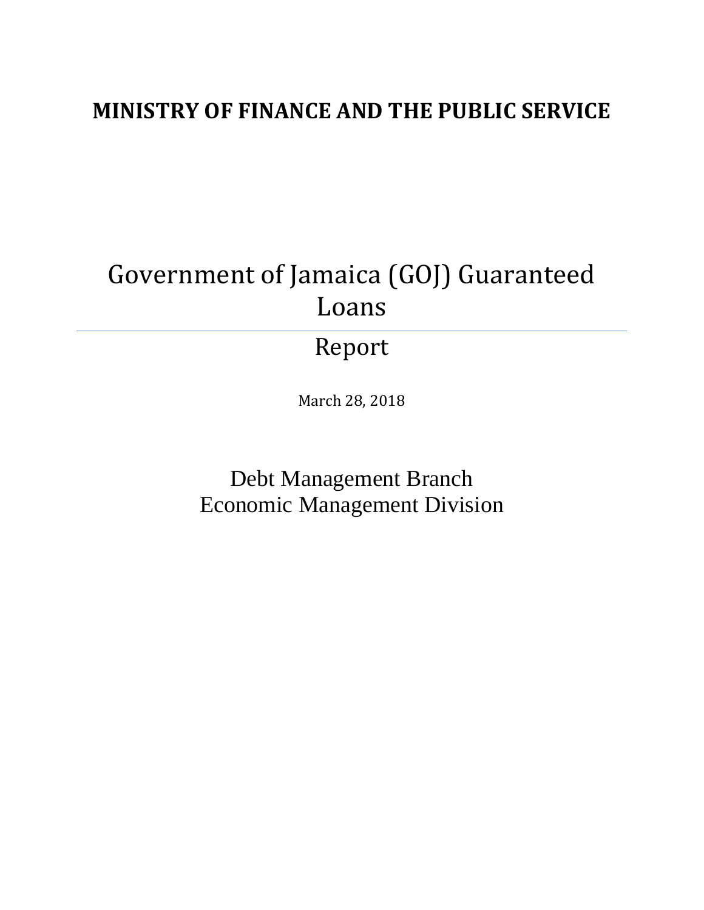**MINISTRY OF FINANCE AND THE PUBLIC SERVICE**

# Government of Jamaica (GOJ) Guaranteed Loans

## Report

March 28, 2018

Debt Management Branch
Economic Management Division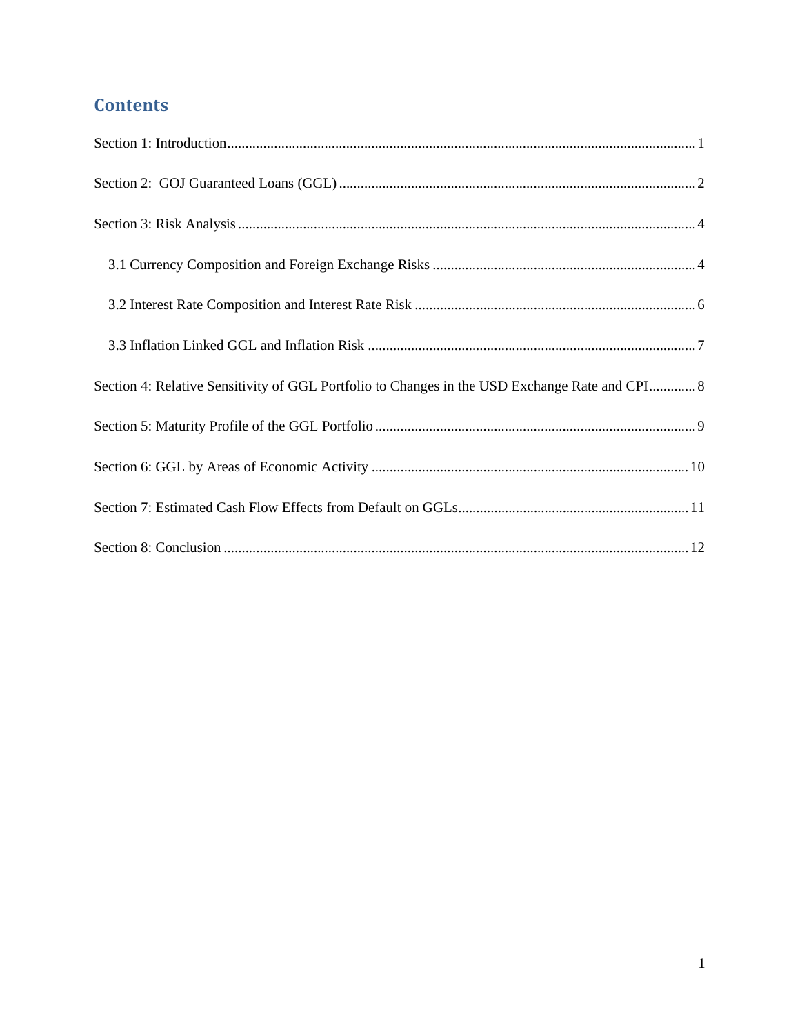## Contents

Section 1: Introduction ........................................................................................................................ 1

Section 2: GOJ Guaranteed Loans (GGL) .......................................................................................... 2

Section 3: Risk Analysis ........................................................................................................................ 4

- 3.1 Currency Composition and Foreign Exchange Risks ......................................................................... 4
- 3.2 Interest Rate Composition and Interest Rate Risk ............................................................................. 6
- 3.3 Inflation Linked GGL and Inflation Risk .......................................................................................... 7

Section 4: Relative Sensitivity of GGL Portfolio to Changes in the USD Exchange Rate and CPI ............ 8

Section 5: Maturity Profile of the GGL Portfolio .................................................................................... 9

Section 6: GGL by Areas of Economic Activity .................................................................................... 10

Section 7: Estimated Cash Flow Effects from Default on GGLs ............................................................ 11

Section 8: Conclusion .......................................................................................................................... 12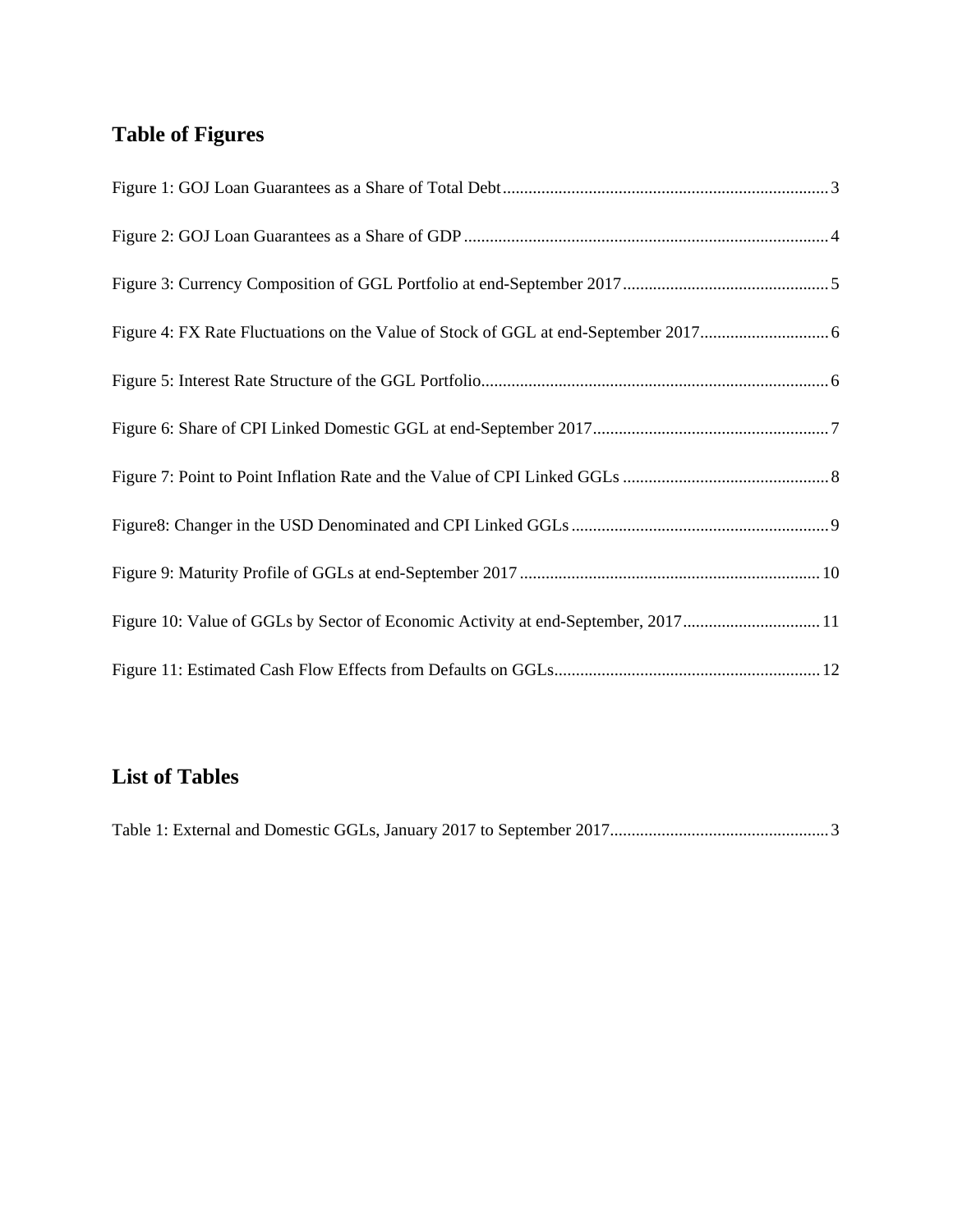## Table of Figures

Figure 1: GOJ Loan Guarantees as a Share of Total Debt ........................................................................... 3

Figure 2: GOJ Loan Guarantees as a Share of GDP .................................................................................... 4

Figure 3: Currency Composition of GGL Portfolio at end-September 2017 ................................................ 5

Figure 4: FX Rate Fluctuations on the Value of Stock of GGL at end-September 2017 .............................. 6

Figure 5: Interest Rate Structure of the GGL Portfolio ................................................................................ 6

Figure 6: Share of CPI Linked Domestic GGL at end-September 2017 ....................................................... 7

Figure 7: Point to Point Inflation Rate and the Value of CPI Linked GGLs ................................................ 8

Figure8: Changer in the USD Denominated and CPI Linked GGLs ............................................................ 9

Figure 9: Maturity Profile of GGLs at end-September 2017 ..................................................................... 10

Figure 10: Value of GGLs by Sector of Economic Activity at end-September, 2017 ................................ 11

Figure 11: Estimated Cash Flow Effects from Defaults on GGLs ............................................................. 12

## List of Tables

Table 1: External and Domestic GGLs, January 2017 to September 2017 .................................................. 3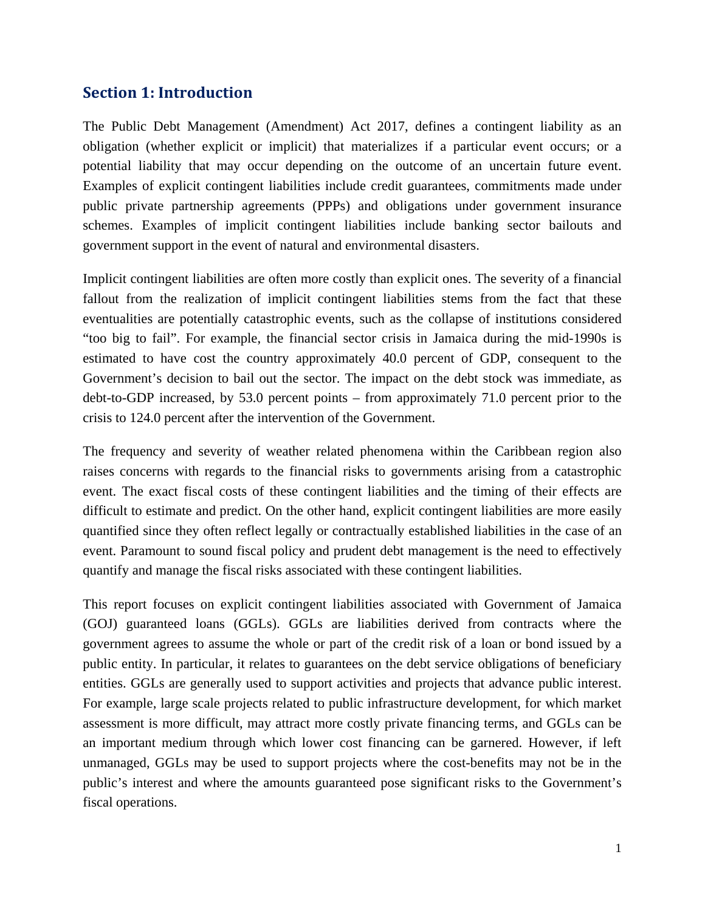## Section 1: Introduction

The Public Debt Management (Amendment) Act 2017, defines a contingent liability as an obligation (whether explicit or implicit) that materializes if a particular event occurs; or a potential liability that may occur depending on the outcome of an uncertain future event. Examples of explicit contingent liabilities include credit guarantees, commitments made under public private partnership agreements (PPPs) and obligations under government insurance schemes. Examples of implicit contingent liabilities include banking sector bailouts and government support in the event of natural and environmental disasters.

Implicit contingent liabilities are often more costly than explicit ones. The severity of a financial fallout from the realization of implicit contingent liabilities stems from the fact that these eventualities are potentially catastrophic events, such as the collapse of institutions considered "too big to fail". For example, the financial sector crisis in Jamaica during the mid-1990s is estimated to have cost the country approximately 40.0 percent of GDP, consequent to the Government's decision to bail out the sector. The impact on the debt stock was immediate, as debt-to-GDP increased, by 53.0 percent points – from approximately 71.0 percent prior to the crisis to 124.0 percent after the intervention of the Government.

The frequency and severity of weather related phenomena within the Caribbean region also raises concerns with regards to the financial risks to governments arising from a catastrophic event. The exact fiscal costs of these contingent liabilities and the timing of their effects are difficult to estimate and predict. On the other hand, explicit contingent liabilities are more easily quantified since they often reflect legally or contractually established liabilities in the case of an event. Paramount to sound fiscal policy and prudent debt management is the need to effectively quantify and manage the fiscal risks associated with these contingent liabilities.

This report focuses on explicit contingent liabilities associated with Government of Jamaica (GOJ) guaranteed loans (GGLs). GGLs are liabilities derived from contracts where the government agrees to assume the whole or part of the credit risk of a loan or bond issued by a public entity. In particular, it relates to guarantees on the debt service obligations of beneficiary entities. GGLs are generally used to support activities and projects that advance public interest. For example, large scale projects related to public infrastructure development, for which market assessment is more difficult, may attract more costly private financing terms, and GGLs can be an important medium through which lower cost financing can be garnered. However, if left unmanaged, GGLs may be used to support projects where the cost-benefits may not be in the public's interest and where the amounts guaranteed pose significant risks to the Government's fiscal operations.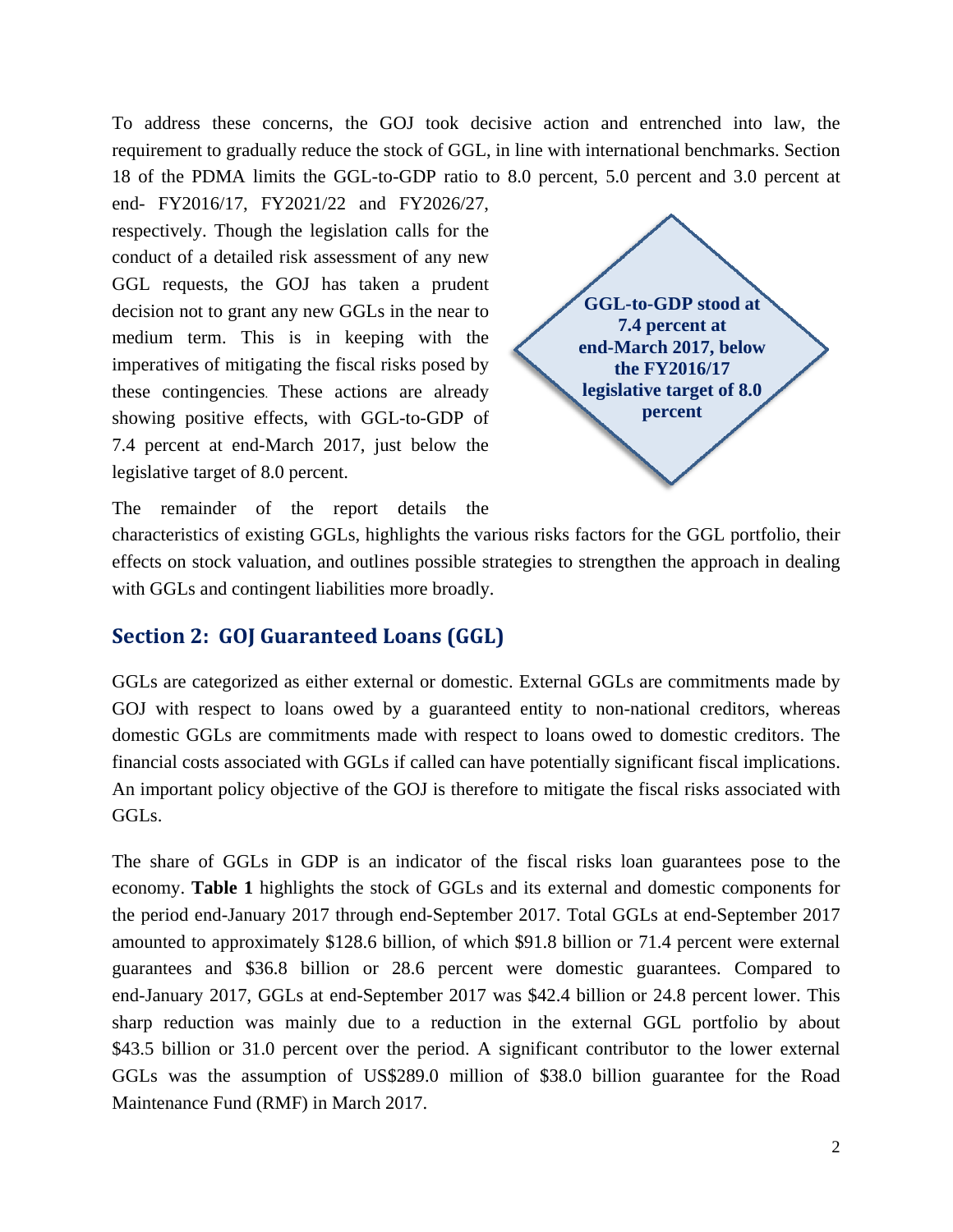To address these concerns, the GOJ took decisive action and entrenched into law, the requirement to gradually reduce the stock of GGL, in line with international benchmarks. Section 18 of the PDMA limits the GGL-to-GDP ratio to 8.0 percent, 5.0 percent and 3.0 percent at end- FY2016/17, FY2021/22 and FY2026/27, respectively. Though the legislation calls for the conduct of a detailed risk assessment of any new GGL requests, the GOJ has taken a prudent decision not to grant any new GGLs in the near to medium term. This is in keeping with the imperatives of mitigating the fiscal risks posed by these contingencies. These actions are already showing positive effects, with GGL-to-GDP of 7.4 percent at end-March 2017, just below the legislative target of 8.0 percent.

**GGL-to-GDP stood at 7.4 percent at end-March 2017, below the FY2016/17 legislative target of 8.0 percent**

The remainder of the report details the characteristics of existing GGLs, highlights the various risks factors for the GGL portfolio, their effects on stock valuation, and outlines possible strategies to strengthen the approach in dealing with GGLs and contingent liabilities more broadly.

## Section 2: GOJ Guaranteed Loans (GGL)

GGLs are categorized as either external or domestic. External GGLs are commitments made by GOJ with respect to loans owed by a guaranteed entity to non-national creditors, whereas domestic GGLs are commitments made with respect to loans owed to domestic creditors. The financial costs associated with GGLs if called can have potentially significant fiscal implications. An important policy objective of the GOJ is therefore to mitigate the fiscal risks associated with GGLs.

The share of GGLs in GDP is an indicator of the fiscal risks loan guarantees pose to the economy. **Table 1** highlights the stock of GGLs and its external and domestic components for the period end-January 2017 through end-September 2017. Total GGLs at end-September 2017 amounted to approximately $128.6 billion, of which $91.8 billion or 71.4 percent were external guarantees and $36.8 billion or 28.6 percent were domestic guarantees. Compared to end-January 2017, GGLs at end-September 2017 was $42.4 billion or 24.8 percent lower. This sharp reduction was mainly due to a reduction in the external GGL portfolio by about $43.5 billion or 31.0 percent over the period. A significant contributor to the lower external GGLs was the assumption of US$289.0 million of $38.0 billion guarantee for the Road Maintenance Fund (RMF) in March 2017.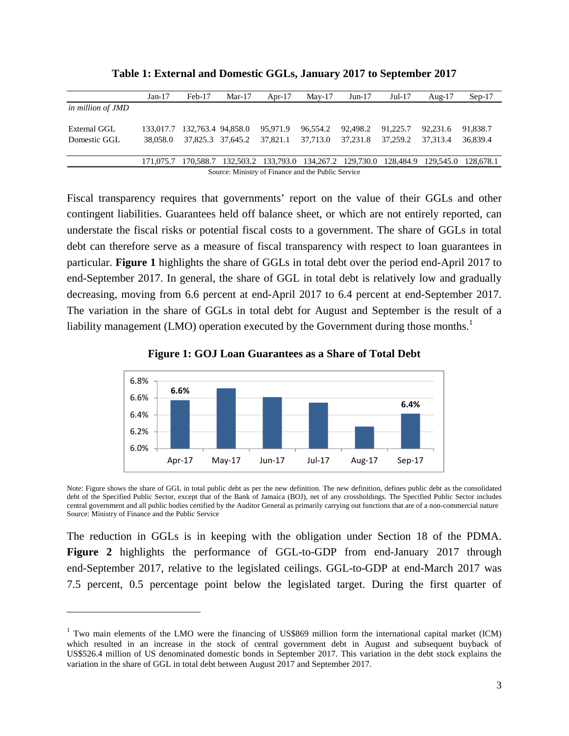**Table 1: External and Domestic GGLs, January 2017 to September 2017**

| | Jan-17 | Feb-17 | Mar-17 | Apr-17 | May-17 | Jun-17 | Jul-17 | Aug-17 | Sep-17 |
|---|---|---|---|---|---|---|---|---|---|
| *in million of JMD* | | | | | | | | | |
| External GGL | 133,017.7 | 132,763.4 | 94,858.0 | 95,971.9 | 96,554.2 | 92,498.2 | 91,225.7 | 92,231.6 | 91,838.7 |
| Domestic GGL | 38,058.0 | 37,825.3 | 37,645.2 | 37,821.1 | 37,713.0 | 37,231.8 | 37,259.2 | 37,313.4 | 36,839.4 |
| | 171,075.7 | 170,588.7 | 132,503.2 | 133,793.0 | 134,267.2 | 129,730.0 | 128,484.9 | 129,545.0 | 128,678.1 |

Source: Ministry of Finance and the Public Service

Fiscal transparency requires that governments' report on the value of their GGLs and other contingent liabilities. Guarantees held off balance sheet, or which are not entirely reported, can understate the fiscal risks or potential fiscal costs to a government. The share of GGLs in total debt can therefore serve as a measure of fiscal transparency with respect to loan guarantees in particular. **Figure 1** highlights the share of GGLs in total debt over the period end-April 2017 to end-September 2017. In general, the share of GGL in total debt is relatively low and gradually decreasing, moving from 6.6 percent at end-April 2017 to 6.4 percent at end-September 2017. The variation in the share of GGLs in total debt for August and September is the result of a liability management (LMO) operation executed by the Government during those months.[1]

**Figure 1: GOJ Loan Guarantees as a Share of Total Debt**

Note: Figure shows the share of GGL in total public debt as per the new definition. The new definition, defines public debt as the consolidated debt of the Specified Public Sector, except that of the Bank of Jamaica (BOJ), net of any crossholdings. The Specified Public Sector includes central government and all public bodies certified by the Auditor General as primarily carrying out functions that are of a non-commercial nature
Source: Ministry of Finance and the Public Service

The reduction in GGLs is in keeping with the obligation under Section 18 of the PDMA. **Figure 2** highlights the performance of GGL-to-GDP from end-January 2017 through end-September 2017, relative to the legislated ceilings. GGL-to-GDP at end-March 2017 was 7.5 percent, 0.5 percentage point below the legislated target. During the first quarter of

[1] Two main elements of the LMO were the financing of US$869 million form the international capital market (ICM) which resulted in an increase in the stock of central government debt in August and subsequent buyback of US$526.4 million of US denominated domestic bonds in September 2017. This variation in the debt stock explains the variation in the share of GGL in total debt between August 2017 and September 2017.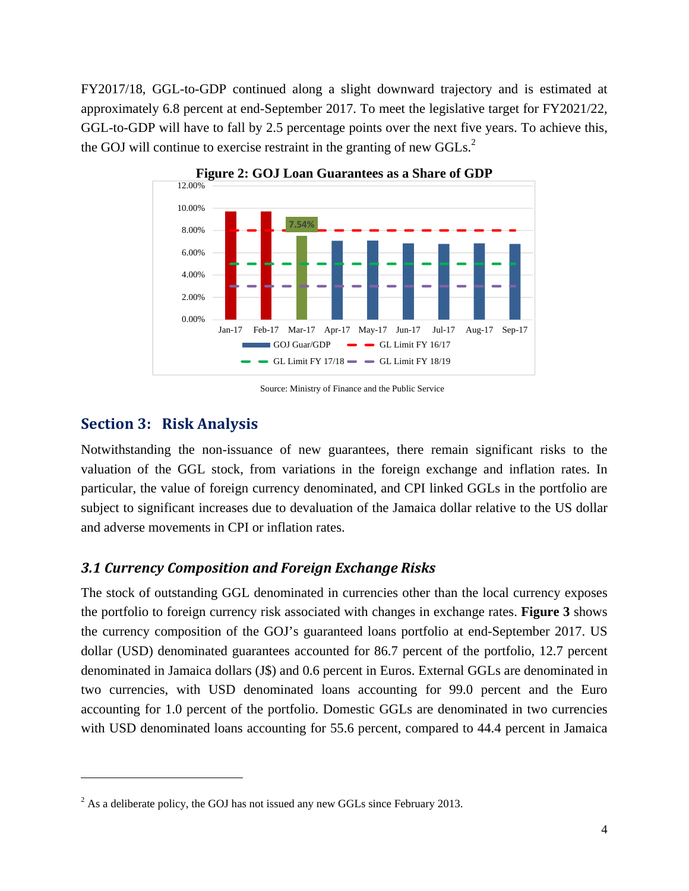FY2017/18, GGL-to-GDP continued along a slight downward trajectory and is estimated at approximately 6.8 percent at end-September 2017. To meet the legislative target for FY2021/22, GGL-to-GDP will have to fall by 2.5 percentage points over the next five years. To achieve this, the GOJ will continue to exercise restraint in the granting of new GGLs.[2]

**Figure 2: GOJ Loan Guarantees as a Share of GDP**

Source: Ministry of Finance and the Public Service

## Section 3: Risk Analysis

Notwithstanding the non-issuance of new guarantees, there remain significant risks to the valuation of the GGL stock, from variations in the foreign exchange and inflation rates. In particular, the value of foreign currency denominated, and CPI linked GGLs in the portfolio are subject to significant increases due to devaluation of the Jamaica dollar relative to the US dollar and adverse movements in CPI or inflation rates.

### *3.1 Currency Composition and Foreign Exchange Risks*

The stock of outstanding GGL denominated in currencies other than the local currency exposes the portfolio to foreign currency risk associated with changes in exchange rates. **Figure 3** shows the currency composition of the GOJ's guaranteed loans portfolio at end-September 2017. US dollar (USD) denominated guarantees accounted for 86.7 percent of the portfolio, 12.7 percent denominated in Jamaica dollars (J$) and 0.6 percent in Euros. External GGLs are denominated in two currencies, with USD denominated loans accounting for 99.0 percent and the Euro accounting for 1.0 percent of the portfolio. Domestic GGLs are denominated in two currencies with USD denominated loans accounting for 55.6 percent, compared to 44.4 percent in Jamaica

[2] As a deliberate policy, the GOJ has not issued any new GGLs since February 2013.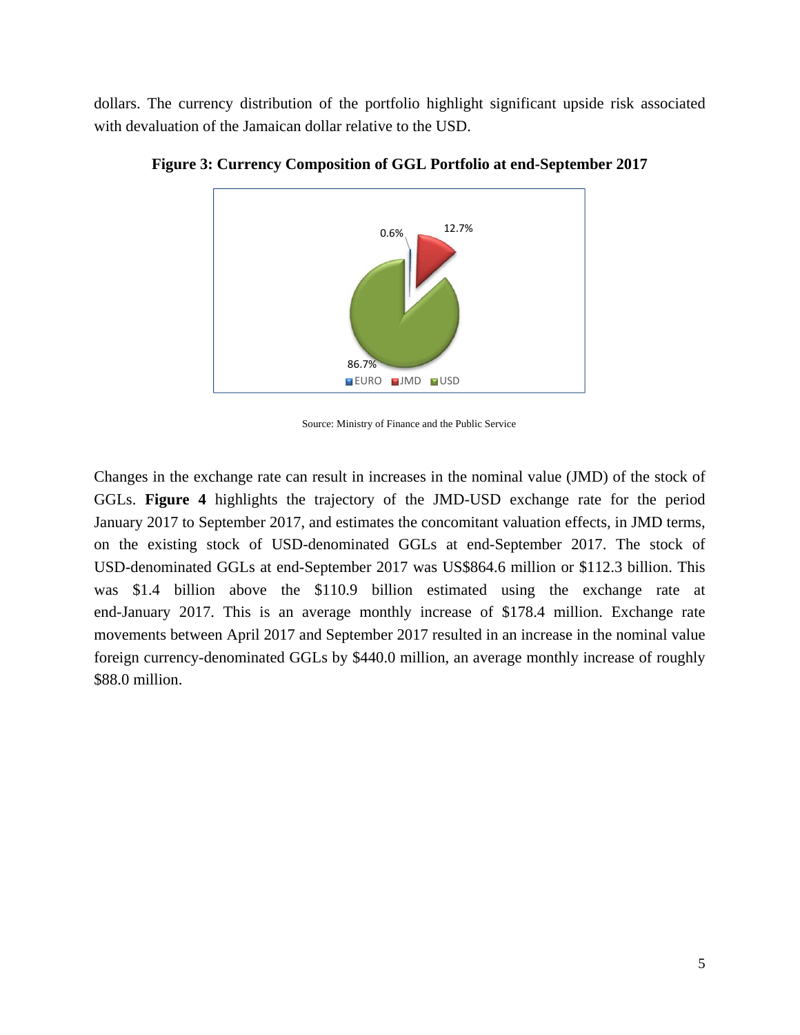dollars. The currency distribution of the portfolio highlight significant upside risk associated with devaluation of the Jamaican dollar relative to the USD.

**Figure 3: Currency Composition of GGL Portfolio at end-September 2017**

Source: Ministry of Finance and the Public Service

Changes in the exchange rate can result in increases in the nominal value (JMD) of the stock of GGLs. **Figure 4** highlights the trajectory of the JMD-USD exchange rate for the period January 2017 to September 2017, and estimates the concomitant valuation effects, in JMD terms, on the existing stock of USD-denominated GGLs at end-September 2017. The stock of USD-denominated GGLs at end-September 2017 was US$864.6 million or $112.3 billion. This was $1.4 billion above the $110.9 billion estimated using the exchange rate at end-January 2017. This is an average monthly increase of $178.4 million. Exchange rate movements between April 2017 and September 2017 resulted in an increase in the nominal value foreign currency-denominated GGLs by $440.0 million, an average monthly increase of roughly $88.0 million.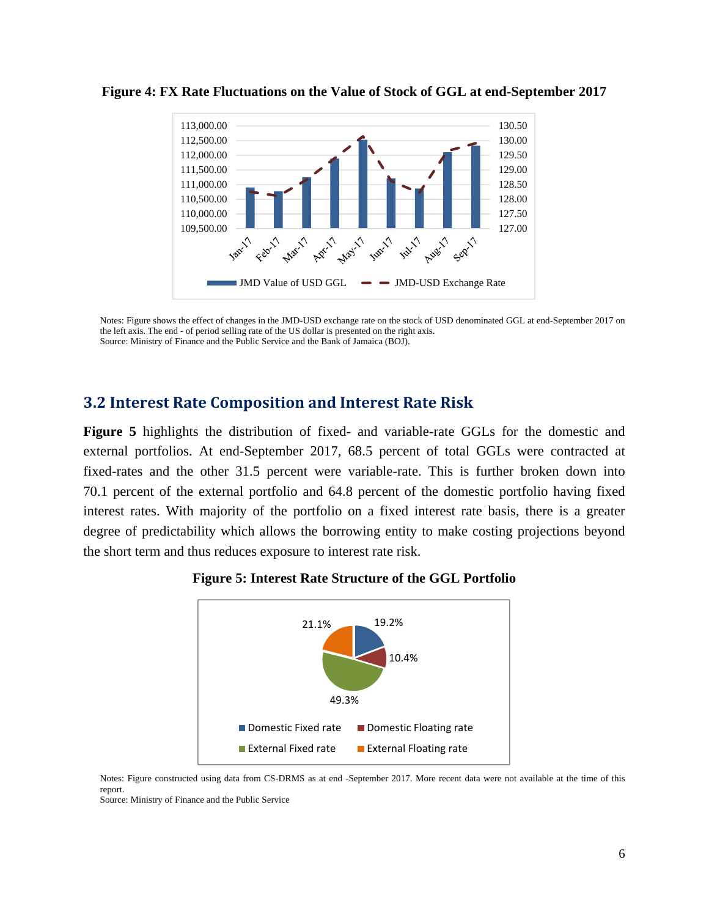**Figure 4: FX Rate Fluctuations on the Value of Stock of GGL at end-September 2017**

Notes: Figure shows the effect of changes in the JMD-USD exchange rate on the stock of USD denominated GGL at end-September 2017 on the left axis. The end - of period selling rate of the US dollar is presented on the right axis.
Source: Ministry of Finance and the Public Service and the Bank of Jamaica (BOJ).

## 3.2 Interest Rate Composition and Interest Rate Risk

**Figure 5** highlights the distribution of fixed- and variable-rate GGLs for the domestic and external portfolios. At end-September 2017, 68.5 percent of total GGLs were contracted at fixed-rates and the other 31.5 percent were variable-rate. This is further broken down into 70.1 percent of the external portfolio and 64.8 percent of the domestic portfolio having fixed interest rates. With majority of the portfolio on a fixed interest rate basis, there is a greater degree of predictability which allows the borrowing entity to make costing projections beyond the short term and thus reduces exposure to interest rate risk.

**Figure 5: Interest Rate Structure of the GGL Portfolio**

Notes: Figure constructed using data from CS-DRMS as at end -September 2017. More recent data were not available at the time of this report.
Source: Ministry of Finance and the Public Service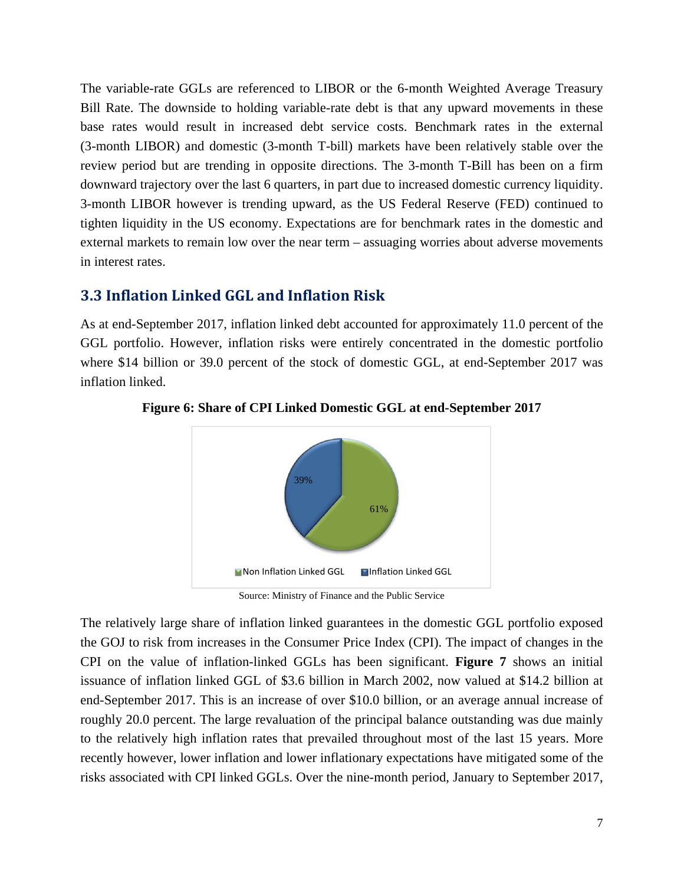The variable-rate GGLs are referenced to LIBOR or the 6-month Weighted Average Treasury Bill Rate. The downside to holding variable-rate debt is that any upward movements in these base rates would result in increased debt service costs. Benchmark rates in the external (3-month LIBOR) and domestic (3-month T-bill) markets have been relatively stable over the review period but are trending in opposite directions. The 3-month T-Bill has been on a firm downward trajectory over the last 6 quarters, in part due to increased domestic currency liquidity. 3-month LIBOR however is trending upward, as the US Federal Reserve (FED) continued to tighten liquidity in the US economy. Expectations are for benchmark rates in the domestic and external markets to remain low over the near term – assuaging worries about adverse movements in interest rates.

## 3.3 Inflation Linked GGL and Inflation Risk

As at end-September 2017, inflation linked debt accounted for approximately 11.0 percent of the GGL portfolio. However, inflation risks were entirely concentrated in the domestic portfolio where $14 billion or 39.0 percent of the stock of domestic GGL, at end-September 2017 was inflation linked.

**Figure 6: Share of CPI Linked Domestic GGL at end-September 2017**

39%

61%

Non Inflation Linked GGL    Inflation Linked GGL

Source: Ministry of Finance and the Public Service

The relatively large share of inflation linked guarantees in the domestic GGL portfolio exposed the GOJ to risk from increases in the Consumer Price Index (CPI). The impact of changes in the CPI on the value of inflation-linked GGLs has been significant. **Figure 7** shows an initial issuance of inflation linked GGL of $3.6 billion in March 2002, now valued at $14.2 billion at end-September 2017. This is an increase of over $10.0 billion, or an average annual increase of roughly 20.0 percent. The large revaluation of the principal balance outstanding was due mainly to the relatively high inflation rates that prevailed throughout most of the last 15 years. More recently however, lower inflation and lower inflationary expectations have mitigated some of the risks associated with CPI linked GGLs. Over the nine-month period, January to September 2017,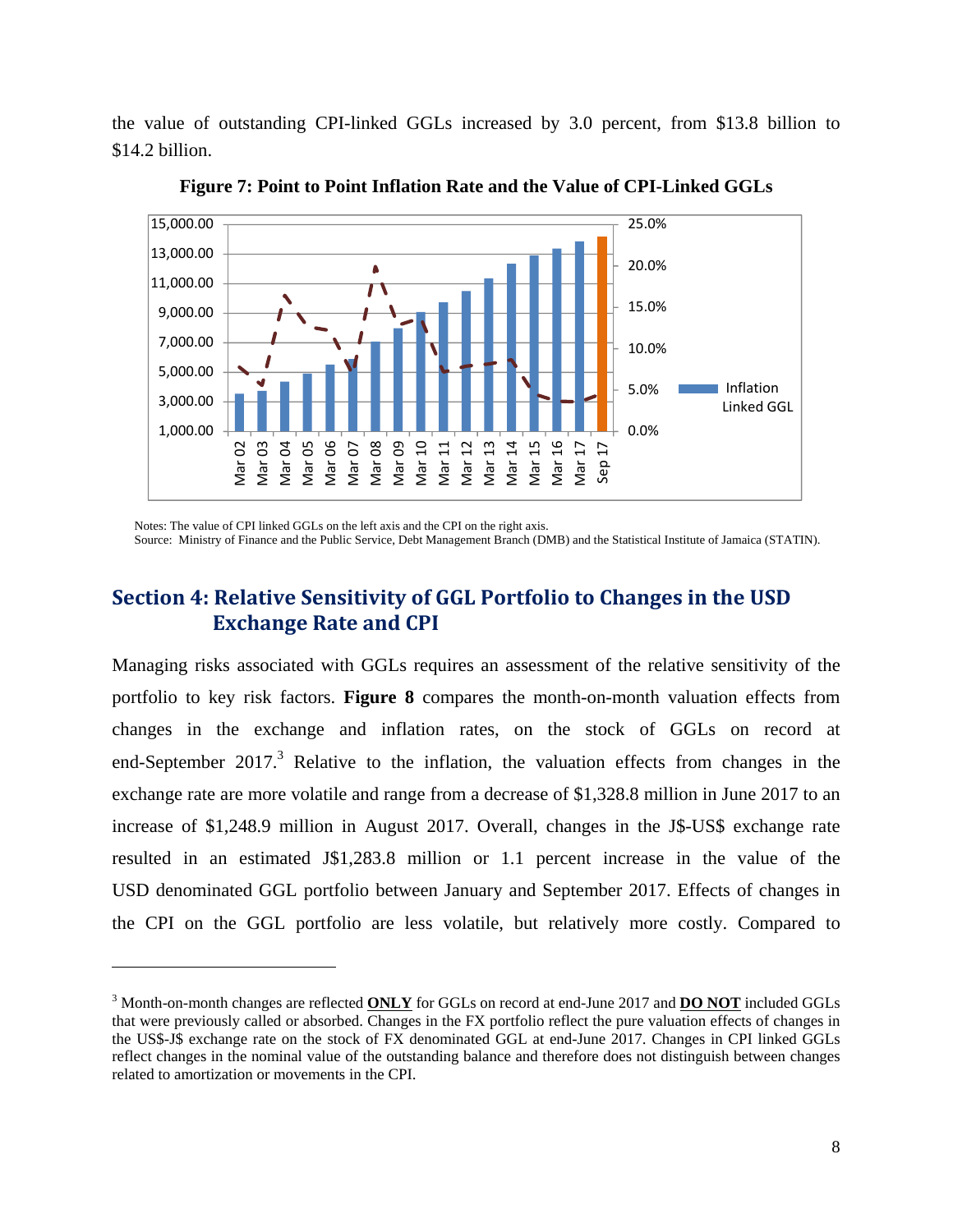the value of outstanding CPI-linked GGLs increased by 3.0 percent, from $13.8 billion to $14.2 billion.

**Figure 7: Point to Point Inflation Rate and the Value of CPI-Linked GGLs**

Notes: The value of CPI linked GGLs on the left axis and the CPI on the right axis.
Source: Ministry of Finance and the Public Service, Debt Management Branch (DMB) and the Statistical Institute of Jamaica (STATIN).

## Section 4: Relative Sensitivity of GGL Portfolio to Changes in the USD Exchange Rate and CPI

Managing risks associated with GGLs requires an assessment of the relative sensitivity of the portfolio to key risk factors. **Figure 8** compares the month-on-month valuation effects from changes in the exchange and inflation rates, on the stock of GGLs on record at end-September 2017.[3] Relative to the inflation, the valuation effects from changes in the exchange rate are more volatile and range from a decrease of $1,328.8 million in June 2017 to an increase of $1,248.9 million in August 2017. Overall, changes in the J$-US$ exchange rate resulted in an estimated J$1,283.8 million or 1.1 percent increase in the value of the USD denominated GGL portfolio between January and September 2017. Effects of changes in the CPI on the GGL portfolio are less volatile, but relatively more costly. Compared to

[3] Month-on-month changes are reflected **ONLY** for GGLs on record at end-June 2017 and **DO NOT** included GGLs that were previously called or absorbed. Changes in the FX portfolio reflect the pure valuation effects of changes in the US$-J$ exchange rate on the stock of FX denominated GGL at end-June 2017. Changes in CPI linked GGLs reflect changes in the nominal value of the outstanding balance and therefore does not distinguish between changes related to amortization or movements in the CPI.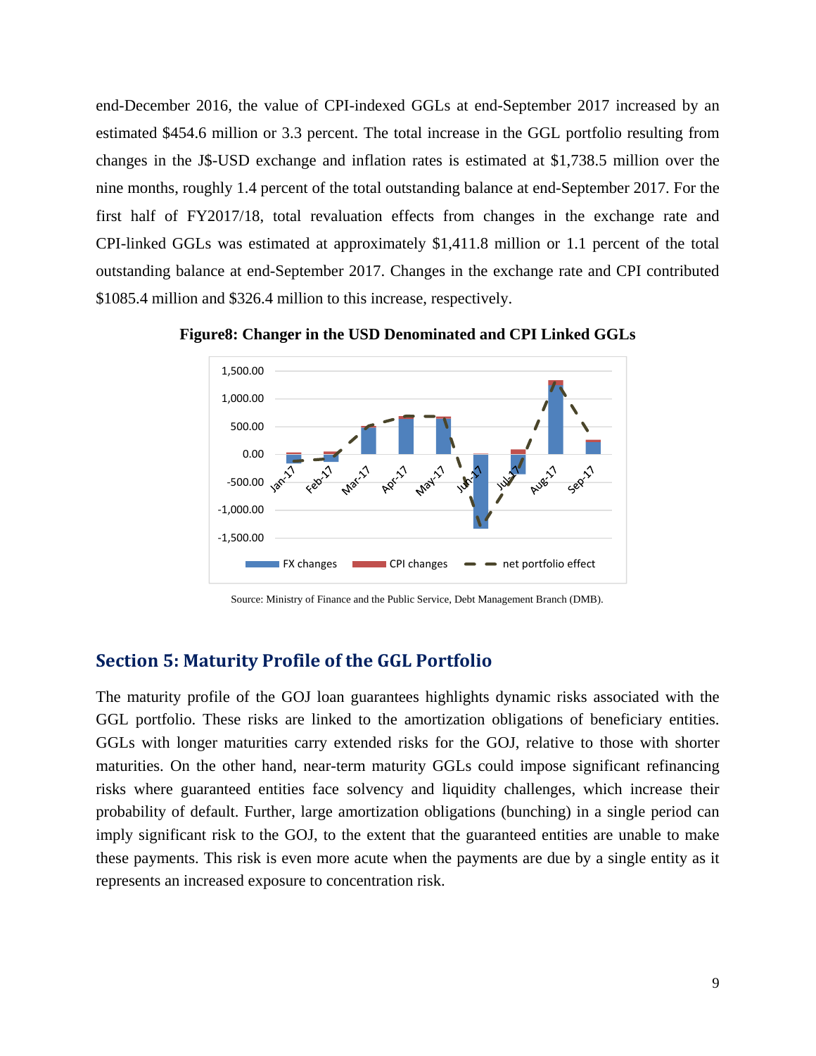end-December 2016, the value of CPI-indexed GGLs at end-September 2017 increased by an estimated $454.6 million or 3.3 percent. The total increase in the GGL portfolio resulting from changes in the J$-USD exchange and inflation rates is estimated at $1,738.5 million over the nine months, roughly 1.4 percent of the total outstanding balance at end-September 2017. For the first half of FY2017/18, total revaluation effects from changes in the exchange rate and CPI-linked GGLs was estimated at approximately $1,411.8 million or 1.1 percent of the total outstanding balance at end-September 2017. Changes in the exchange rate and CPI contributed $1085.4 million and $326.4 million to this increase, respectively.

**Figure8: Changer in the USD Denominated and CPI Linked GGLs**

Source: Ministry of Finance and the Public Service, Debt Management Branch (DMB).

## Section 5: Maturity Profile of the GGL Portfolio

The maturity profile of the GOJ loan guarantees highlights dynamic risks associated with the GGL portfolio. These risks are linked to the amortization obligations of beneficiary entities. GGLs with longer maturities carry extended risks for the GOJ, relative to those with shorter maturities. On the other hand, near-term maturity GGLs could impose significant refinancing risks where guaranteed entities face solvency and liquidity challenges, which increase their probability of default. Further, large amortization obligations (bunching) in a single period can imply significant risk to the GOJ, to the extent that the guaranteed entities are unable to make these payments. This risk is even more acute when the payments are due by a single entity as it represents an increased exposure to concentration risk.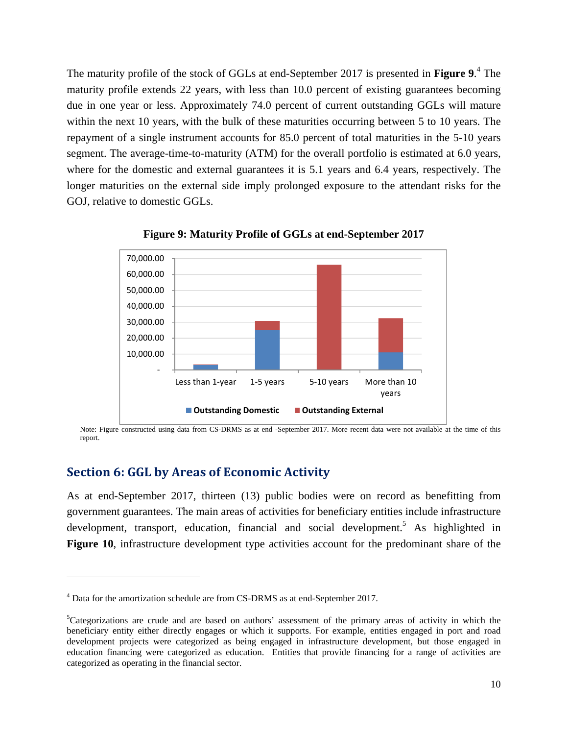The maturity profile of the stock of GGLs at end-September 2017 is presented in **Figure 9**.[4] The maturity profile extends 22 years, with less than 10.0 percent of existing guarantees becoming due in one year or less. Approximately 74.0 percent of current outstanding GGLs will mature within the next 10 years, with the bulk of these maturities occurring between 5 to 10 years. The repayment of a single instrument accounts for 85.0 percent of total maturities in the 5-10 years segment. The average-time-to-maturity (ATM) for the overall portfolio is estimated at 6.0 years, where for the domestic and external guarantees it is 5.1 years and 6.4 years, respectively. The longer maturities on the external side imply prolonged exposure to the attendant risks for the GOJ, relative to domestic GGLs.

**Figure 9: Maturity Profile of GGLs at end-September 2017**

Note: Figure constructed using data from CS-DRMS as at end -September 2017. More recent data were not available at the time of this report.

## Section 6: GGL by Areas of Economic Activity

As at end-September 2017, thirteen (13) public bodies were on record as benefitting from government guarantees. The main areas of activities for beneficiary entities include infrastructure development, transport, education, financial and social development.[5] As highlighted in **Figure 10**, infrastructure development type activities account for the predominant share of the

---

[4] Data for the amortization schedule are from CS-DRMS as at end-September 2017.

[5] Categorizations are crude and are based on authors' assessment of the primary areas of activity in which the beneficiary entity either directly engages or which it supports. For example, entities engaged in port and road development projects were categorized as being engaged in infrastructure development, but those engaged in education financing were categorized as education. Entities that provide financing for a range of activities are categorized as operating in the financial sector.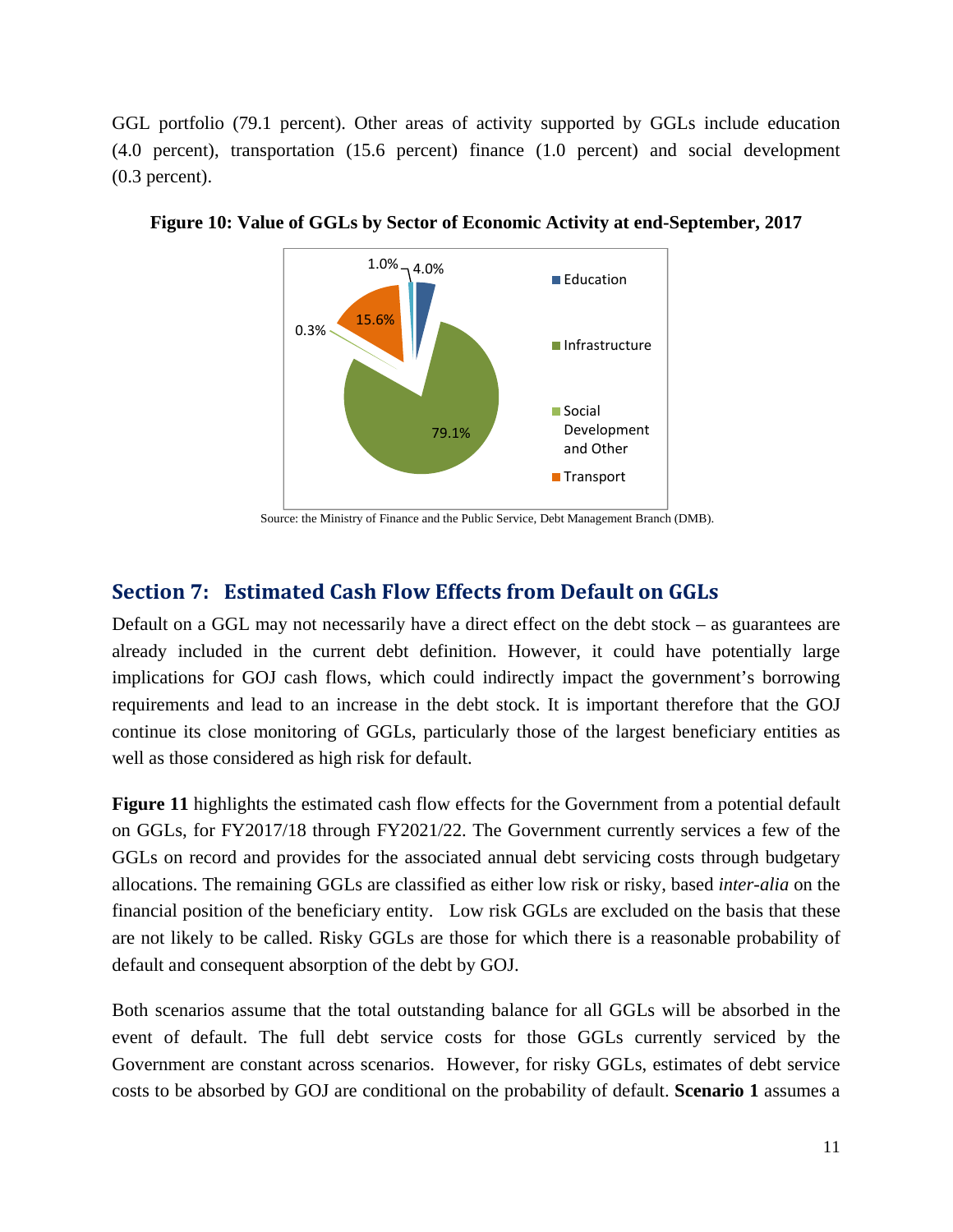GGL portfolio (79.1 percent). Other areas of activity supported by GGLs include education (4.0 percent), transportation (15.6 percent) finance (1.0 percent) and social development (0.3 percent).

**Figure 10: Value of GGLs by Sector of Economic Activity at end-September, 2017**

Source: the Ministry of Finance and the Public Service, Debt Management Branch (DMB).

## Section 7: Estimated Cash Flow Effects from Default on GGLs

Default on a GGL may not necessarily have a direct effect on the debt stock – as guarantees are already included in the current debt definition. However, it could have potentially large implications for GOJ cash flows, which could indirectly impact the government's borrowing requirements and lead to an increase in the debt stock. It is important therefore that the GOJ continue its close monitoring of GGLs, particularly those of the largest beneficiary entities as well as those considered as high risk for default.

**Figure 11** highlights the estimated cash flow effects for the Government from a potential default on GGLs, for FY2017/18 through FY2021/22. The Government currently services a few of the GGLs on record and provides for the associated annual debt servicing costs through budgetary allocations. The remaining GGLs are classified as either low risk or risky, based *inter-alia* on the financial position of the beneficiary entity. Low risk GGLs are excluded on the basis that these are not likely to be called. Risky GGLs are those for which there is a reasonable probability of default and consequent absorption of the debt by GOJ.

Both scenarios assume that the total outstanding balance for all GGLs will be absorbed in the event of default. The full debt service costs for those GGLs currently serviced by the Government are constant across scenarios. However, for risky GGLs, estimates of debt service costs to be absorbed by GOJ are conditional on the probability of default. **Scenario 1** assumes a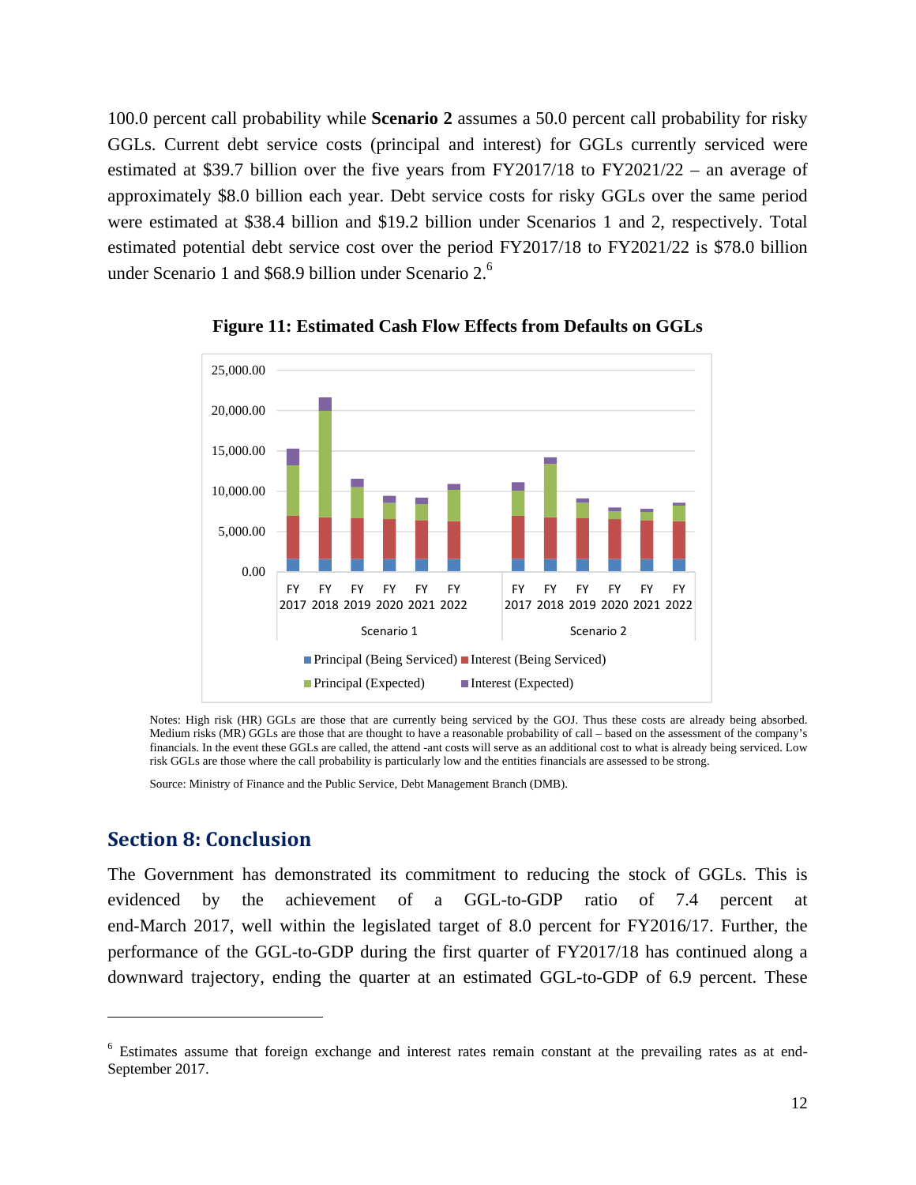100.0 percent call probability while **Scenario 2** assumes a 50.0 percent call probability for risky GGLs. Current debt service costs (principal and interest) for GGLs currently serviced were estimated at $39.7 billion over the five years from FY2017/18 to FY2021/22 – an average of approximately $8.0 billion each year. Debt service costs for risky GGLs over the same period were estimated at $38.4 billion and $19.2 billion under Scenarios 1 and 2, respectively. Total estimated potential debt service cost over the period FY2017/18 to FY2021/22 is $78.0 billion under Scenario 1 and $68.9 billion under Scenario 2.[6]

**Figure 11: Estimated Cash Flow Effects from Defaults on GGLs**

Notes: High risk (HR) GGLs are those that are currently being serviced by the GOJ. Thus these costs are already being absorbed. Medium risks (MR) GGLs are those that are thought to have a reasonable probability of call – based on the assessment of the company's financials. In the event these GGLs are called, the attend -ant costs will serve as an additional cost to what is already being serviced. Low risk GGLs are those where the call probability is particularly low and the entities financials are assessed to be strong.

Source: Ministry of Finance and the Public Service, Debt Management Branch (DMB).

## Section 8: Conclusion

The Government has demonstrated its commitment to reducing the stock of GGLs. This is evidenced by the achievement of a GGL-to-GDP ratio of 7.4 percent at end-March 2017, well within the legislated target of 8.0 percent for FY2016/17. Further, the performance of the GGL-to-GDP during the first quarter of FY2017/18 has continued along a downward trajectory, ending the quarter at an estimated GGL-to-GDP of 6.9 percent. These

[6] Estimates assume that foreign exchange and interest rates remain constant at the prevailing rates as at end-September 2017.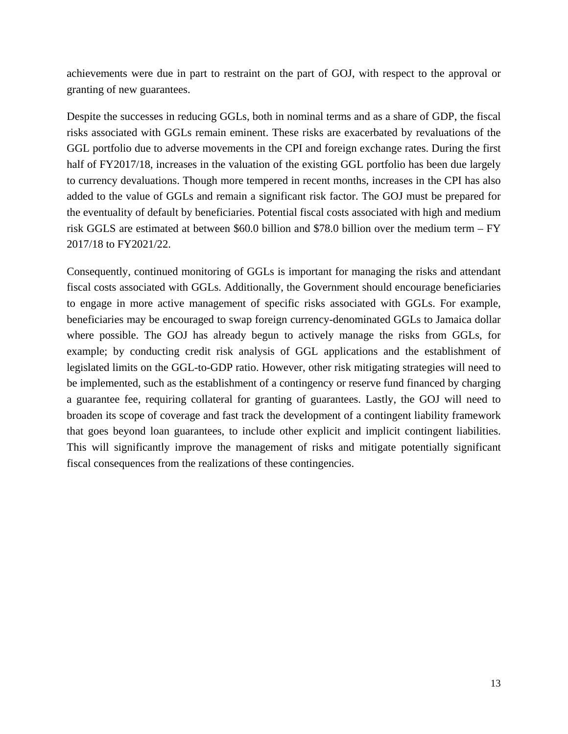achievements were due in part to restraint on the part of GOJ, with respect to the approval or granting of new guarantees.

Despite the successes in reducing GGLs, both in nominal terms and as a share of GDP, the fiscal risks associated with GGLs remain eminent. These risks are exacerbated by revaluations of the GGL portfolio due to adverse movements in the CPI and foreign exchange rates. During the first half of FY2017/18, increases in the valuation of the existing GGL portfolio has been due largely to currency devaluations. Though more tempered in recent months, increases in the CPI has also added to the value of GGLs and remain a significant risk factor. The GOJ must be prepared for the eventuality of default by beneficiaries. Potential fiscal costs associated with high and medium risk GGLS are estimated at between $60.0 billion and $78.0 billion over the medium term – FY 2017/18 to FY2021/22.

Consequently, continued monitoring of GGLs is important for managing the risks and attendant fiscal costs associated with GGLs. Additionally, the Government should encourage beneficiaries to engage in more active management of specific risks associated with GGLs. For example, beneficiaries may be encouraged to swap foreign currency-denominated GGLs to Jamaica dollar where possible. The GOJ has already begun to actively manage the risks from GGLs, for example; by conducting credit risk analysis of GGL applications and the establishment of legislated limits on the GGL-to-GDP ratio. However, other risk mitigating strategies will need to be implemented, such as the establishment of a contingency or reserve fund financed by charging a guarantee fee, requiring collateral for granting of guarantees. Lastly, the GOJ will need to broaden its scope of coverage and fast track the development of a contingent liability framework that goes beyond loan guarantees, to include other explicit and implicit contingent liabilities. This will significantly improve the management of risks and mitigate potentially significant fiscal consequences from the realizations of these contingencies.